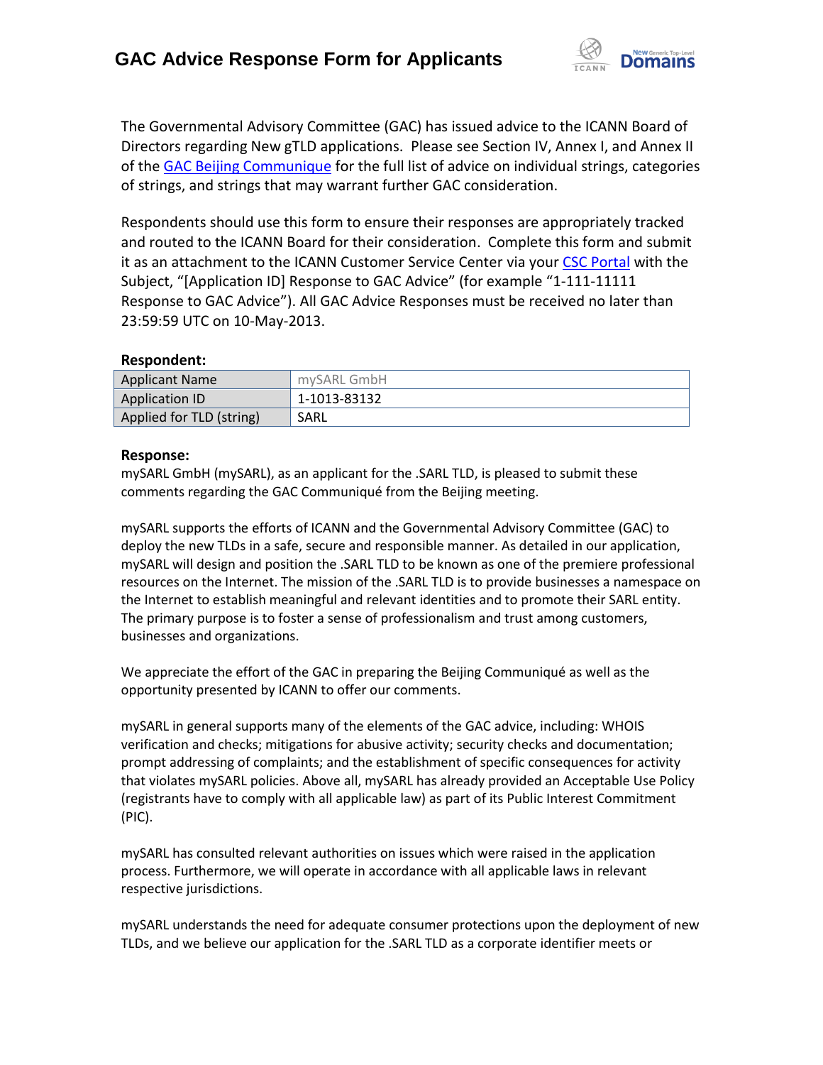# GAC Advice Response Form for Applicants

The Governmental Advisory Committee (GAC) has issued advice to the ICANN Board of Directors regarding New gTLD applications. Please see Section IV, Annex I, and Annex II of the GAC Beijing Communique for the full list of advice on individual strings, categories of strings, and strings that may warrant further GAC consideration.

Respondents should use this form to ensure their responses are appropriately tracked and routed to the ICANN Board for their consideration. Complete this form and submit it as an attachment to the ICANN Customer Service Center via your CSC Portal with the Subject, "[Application ID] Response to GAC Advice" (for example "1-111-11111 Response to GAC Advice"). All GAC Advice Responses must be received no later than 23:59:59 UTC on 10-May-2013.

**Respondent:**

| Applicant Name | mySARL GmbH |
|---|---|
| Application ID | 1-1013-83132 |
| Applied for TLD (string) | SARL |

**Response:**

mySARL GmbH (mySARL), as an applicant for the .SARL TLD, is pleased to submit these comments regarding the GAC Communiqué from the Beijing meeting.

mySARL supports the efforts of ICANN and the Governmental Advisory Committee (GAC) to deploy the new TLDs in a safe, secure and responsible manner. As detailed in our application, mySARL will design and position the .SARL TLD to be known as one of the premiere professional resources on the Internet. The mission of the .SARL TLD is to provide businesses a namespace on the Internet to establish meaningful and relevant identities and to promote their SARL entity. The primary purpose is to foster a sense of professionalism and trust among customers, businesses and organizations.

We appreciate the effort of the GAC in preparing the Beijing Communiqué as well as the opportunity presented by ICANN to offer our comments.

mySARL in general supports many of the elements of the GAC advice, including: WHOIS verification and checks; mitigations for abusive activity; security checks and documentation; prompt addressing of complaints; and the establishment of specific consequences for activity that violates mySARL policies. Above all, mySARL has already provided an Acceptable Use Policy (registrants have to comply with all applicable law) as part of its Public Interest Commitment (PIC).

mySARL has consulted relevant authorities on issues which were raised in the application process. Furthermore, we will operate in accordance with all applicable laws in relevant respective jurisdictions.

mySARL understands the need for adequate consumer protections upon the deployment of new TLDs, and we believe our application for the .SARL TLD as a corporate identifier meets or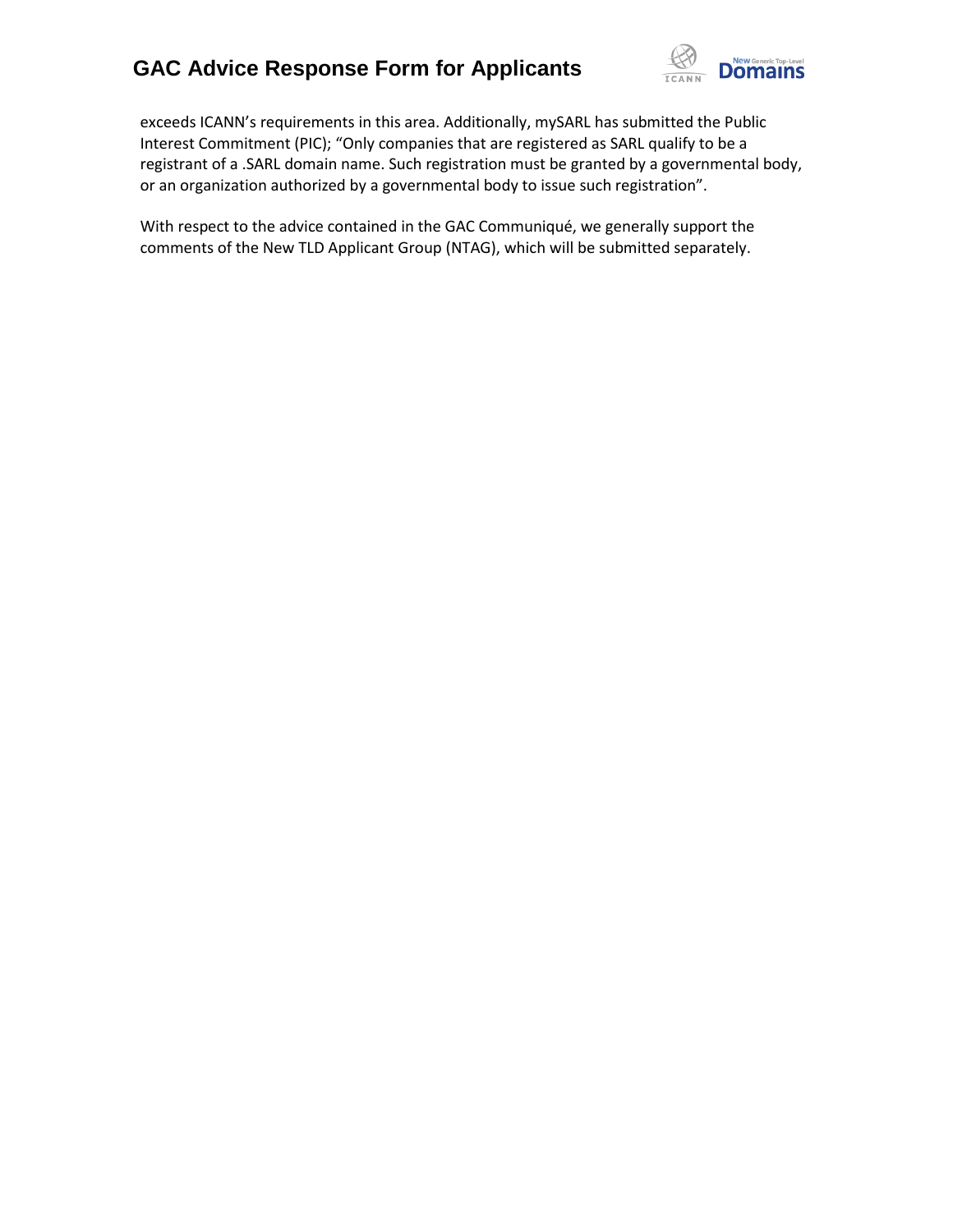exceeds ICANN's requirements in this area. Additionally, mySARL has submitted the Public Interest Commitment (PIC); "Only companies that are registered as SARL qualify to be a registrant of a .SARL domain name. Such registration must be granted by a governmental body, or an organization authorized by a governmental body to issue such registration".

With respect to the advice contained in the GAC Communiqué, we generally support the comments of the New TLD Applicant Group (NTAG), which will be submitted separately.